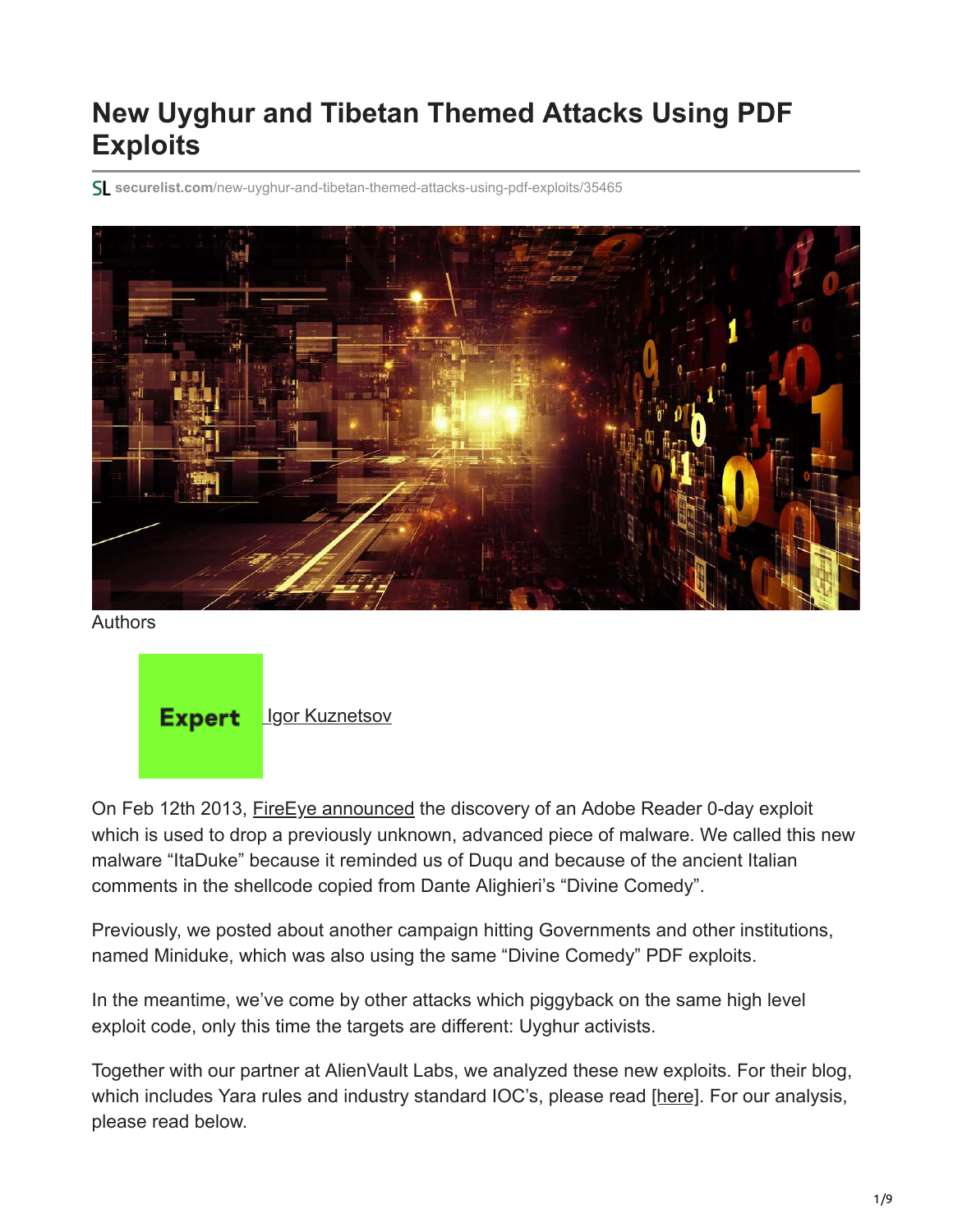# New Uyghur and Tibetan Themed Attacks Using PDF Exploits

securelist.com/new-uyghur-and-tibetan-themed-attacks-using-pdf-exploits/35465

Authors

Expert Igor Kuznetsov

On Feb 12th 2013, FireEye announced the discovery of an Adobe Reader 0-day exploit which is used to drop a previously unknown, advanced piece of malware. We called this new malware "ItaDuke" because it reminded us of Duqu and because of the ancient Italian comments in the shellcode copied from Dante Alighieri's "Divine Comedy".

Previously, we posted about another campaign hitting Governments and other institutions, named Miniduke, which was also using the same "Divine Comedy" PDF exploits.

In the meantime, we've come by other attacks which piggyback on the same high level exploit code, only this time the targets are different: Uyghur activists.

Together with our partner at AlienVault Labs, we analyzed these new exploits. For their blog, which includes Yara rules and industry standard IOC's, please read [here]. For our analysis, please read below.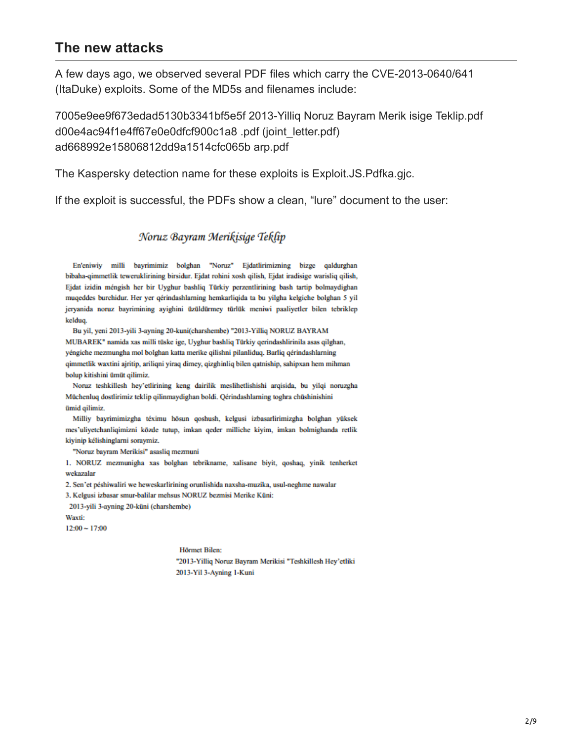## The new attacks

A few days ago, we observed several PDF files which carry the CVE-2013-0640/641 (ItaDuke) exploits. Some of the MD5s and filenames include:

7005e9ee9f673edad5130b3341bf5e5f 2013-Yilliq Noruz Bayram Merik isige Teklip.pdf
d00e4ac94f1e4ff67e0e0dfcf900c1a8 .pdf (joint_letter.pdf)
ad668992e15806812dd9a1514cfc065b arp.pdf

The Kaspersky detection name for these exploits is Exploit.JS.Pdfka.gjc.

If the exploit is successful, the PDFs show a clean, "lure" document to the user:

*Noruz Bayram Merikisige Teklip*

En'eniwiy milli bayrimimiz bolghan "Noruz" Ejdatlirimizning bizge qaldurghan bibaha-qimmetlik teweruklirining birsidur. Ejdat rohini xosh qilish, Ejdat iradisige warisliq qilish, Ejdat izidin méngish her bir Uyghur bashliq Türkiy perzentlirining bash tartip bolmaydighan muqeddes burchidur. Her yer qérindashlarning hemkarliqida ta bu yilgha kelgiche bolghan 5 yil jeryanida noruz bayrimining ayighini üzüldürmey türlük meniwi paaliyetler bilen tebriklep kelduq.

Bu yil, yeni 2013-yili 3-ayning 20-kuni(charshembe) "2013-Yilliq NORUZ BAYRAM MUBAREK" namida xas milli tüske ige, Uyghur bashliq Türkiy qerindashlirinila asas qilghan, yéngiche mezmungha mol bolghan katta merike qilishni pilanliduq. Barliq qérindashlarning qimmetlik waxtini ajritip, ariliqni yiraq dimey, qizghinliq bilen qatniship, sahipxan hem mihman bolup kitishini ümüt qilimiz.

Noruz teshkillesh hey'etlirining keng dairilik meslihetlishishi arqisida, bu yilqi noruzgha Müchenluq dostlirimiz teklip qilinmaydighan boldi. Qérindashlarning toghra chüshinishini ümid qilimiz.

Milliy bayrimimizgha téximu hösun qoshush, kelgusi izbasarlirimizgha bolghan yüksek mes'uliyetchanliqimizni közde tutup, imkan qeder milliche kiyim, imkan bolmighanda retlik kiyinip kélishinglarni soraymiz.

"Noruz bayram Merikisi" asasliq mezmuni

1. NORUZ mezmunigha xas bolghan tebrikname, xalisane biyit, qoshaq, yinik tenherket wekazalar
2. Sen'et péshiwaliri we heweskarlirining orunlishida naxsha-muzika, usul-neghme nawalar
3. Kelgusi izbasar smur-balilar mehsus NORUZ bezmisi Merike Küni:

2013-yili 3-ayning 20-küni (charshembe)

Waxti:
12:00 ~ 17:00

Hörmet Bilen:
"2013-Yilliq Noruz Bayram Merikisi "Teshkillesh Hey'etliki
2013-Yil 3-Ayning 1-Kuni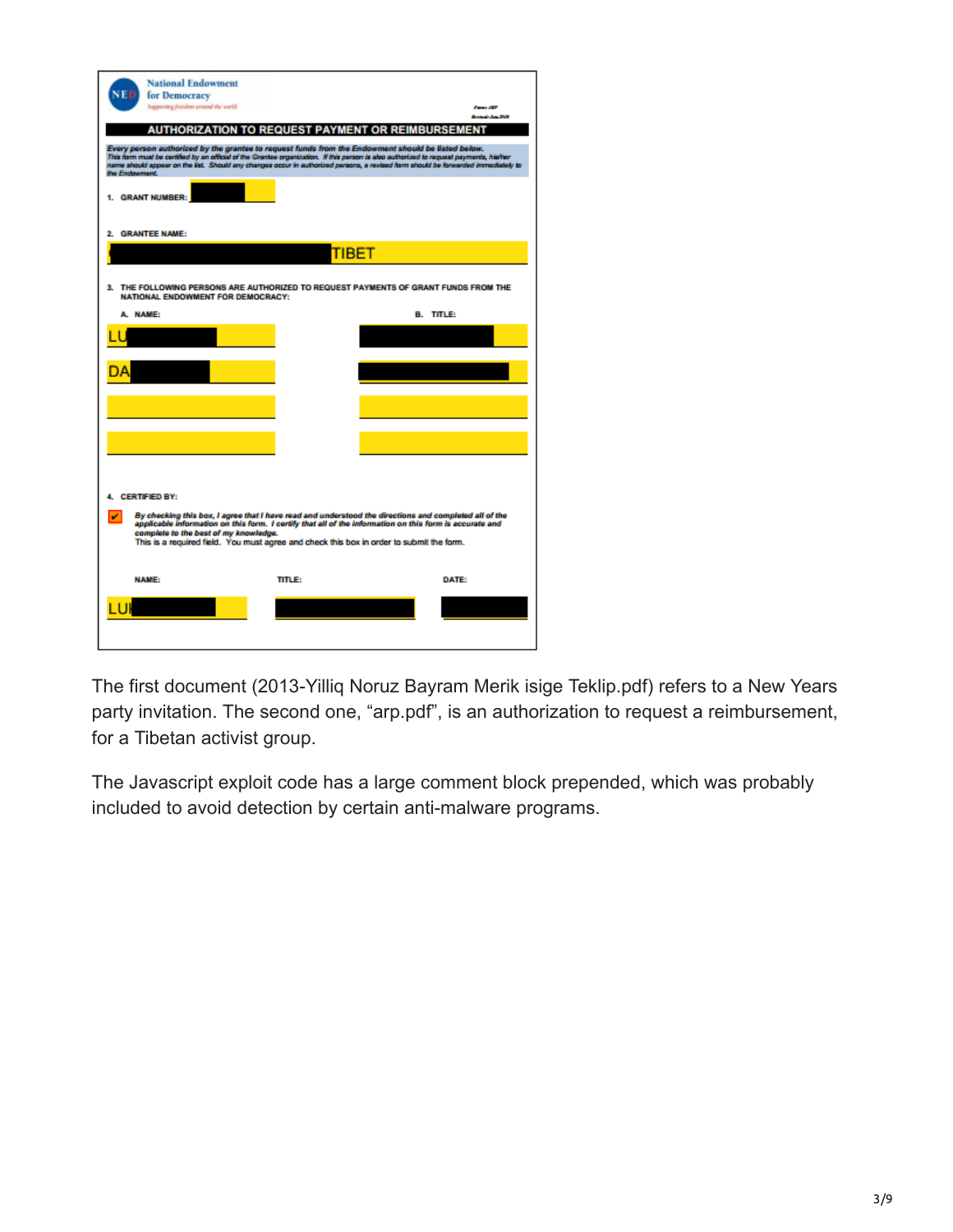**National Endowment for Democracy**
*Supporting freedom around the world*

Form ARP
Revised: Jan 2010

**AUTHORIZATION TO REQUEST PAYMENT OR REIMBURSEMENT**

*Every person authorized by the grantee to request funds from the Endowment should be listed below. This form must be certified by an official of the Grantee organization. If this person is also authorized to request payments, his/her name should appear on the list. Should any changes occur in authorized persons, a revised form should be forwarded immediately to the Endowment.*

1. GRANT NUMBER:

2. GRANTEE NAME:
TIBET

3. THE FOLLOWING PERSONS ARE AUTHORIZED TO REQUEST PAYMENTS OF GRANT FUNDS FROM THE NATIONAL ENDOWMENT FOR DEMOCRACY:

| A. NAME: | B. TITLE: |
| --- | --- |
| LU | |
| DA | |
| | |
| | |

4. CERTIFIED BY:

☑ *By checking this box, I agree that I have read and understood the directions and completed all of the applicable information on this form. I certify that all of the information on this form is accurate and complete to the best of my knowledge.*
This is a required field. You must agree and check this box in order to submit the form.

| NAME: | TITLE: | DATE: |
| --- | --- | --- |
| LU | | |

The first document (2013-Yilliq Noruz Bayram Merik isige Teklip.pdf) refers to a New Years party invitation. The second one, "arp.pdf", is an authorization to request a reimbursement, for a Tibetan activist group.

The Javascript exploit code has a large comment block prepended, which was probably included to avoid detection by certain anti-malware programs.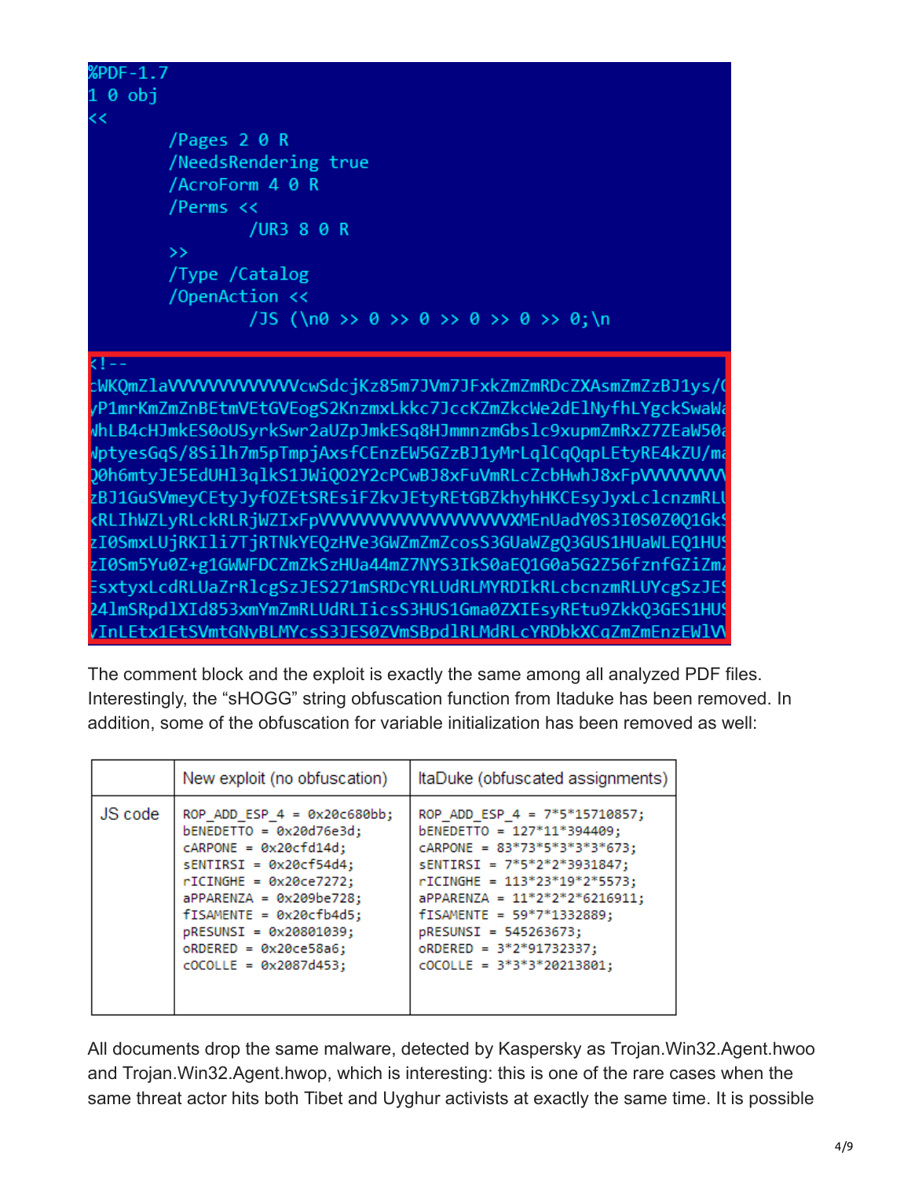```
%PDF-1.7
1 0 obj
<<
        /Pages 2 0 R
        /NeedsRendering true
        /AcroForm 4 0 R
        /Perms <<
                /UR3 8 0 R
        >>
        /Type /Catalog
        /OpenAction <<
                /JS (\n0 >> 0 >> 0 >> 0 >> 0 >> 0;\n
```

```
<!--
cWKQmZlaVVVVVVVVVVVVcwSdcjKz85m7JVm7JFxkZmZmRDcZXAsmZmZzBJ1ys/(
yP1mrKmZmZnBEtmVEtGVEogS2KnzmxLkkc7JccKZmZkcWe2dElNyfhLYgckSwaWa
whLB4cHJmkES0oUSyrkSwr2aUZpJmkESq8HJmmnzmGbslc9xupmZmRxZ7ZEaW50a
WptyesGqS/8Silh7m5pTmpjAxsfCEnzEW5GZzBJ1yMrLqlCqQqpLEtyRE4kZU/ma
Q0h6mtyJE5EdUHl3qlkS1JWiQ02Y2cPCwBJ8xFuVmRLcZcbHwhJ8xFpVVVVVVVV
zBJ1GuSVmeyCEtyJyfOZEtSREsiFZkvJEtyREtGBZkhyhHKCEsyJyxLclcnzmRLU
kRLIhWZLyRLckRLRjWZIxFpVVVVVVVVVVVVVVVVVVVVVVXMEnUadY0S3I0S0Z0Q1GkS
zI0SmxLUjRKIli7TjRTNkYEQzHVe3GWZmZmZcosS3GUaWZgQ3GUS1HUaWLEQ1HUS
zI0Sm5Yu0Z+g1GWWFDCZmZkSzHUa44mZ7NYS3IkS0aEQ1G0a5G2Z56fznfGZiZmZ
EsxtyxLcdRLUaZrRlcgSzJES271mSRDcYRLUdRLMYRDIkRLcbcnzmRLUYcgSzJES
241mSRpdlXId853xmYmZmRLUdRLIicsS3HUS1Gma0ZXIEsyREtu9ZkkQ3GES1HUS
yInLEtx1EtSVmtGNyBLMYcsS3JES0ZVmSBpdlRLMdRLcYRDbkXCqZmZmEnzEWlV
```

The comment block and the exploit is exactly the same among all analyzed PDF files. Interestingly, the "sHOGG" string obfuscation function from Itaduke has been removed. In addition, some of the obfuscation for variable initialization has been removed as well:

| | New exploit (no obfuscation) | ItaDuke (obfuscated assignments) |
|---|---|---|
| JS code | ROP_ADD_ESP_4 = 0x20c680bb;<br>bENEDETTO = 0x20d76e3d;<br>cARPONE = 0x20cfd14d;<br>sENTIRSI = 0x20cf54d4;<br>rICINGHE = 0x20ce7272;<br>aPPARENZA = 0x209be728;<br>fISAMENTE = 0x20cfb4d5;<br>pRESUNSI = 0x20801039;<br>oRDERED = 0x20ce58a6;<br>cOCOLLE = 0x2087d453; | ROP_ADD_ESP_4 = 7*5*15710857;<br>bENEDETTO = 127*11*394409;<br>cARPONE = 83*73*5*3*3*3*673;<br>sENTIRSI = 7*5*2*2*3931847;<br>rICINGHE = 113*23*19*2*5573;<br>aPPARENZA = 11*2*2*2*6216911;<br>fISAMENTE = 59*7*1332889;<br>pRESUNSI = 545263673;<br>oRDERED = 3*2*91732337;<br>cOCOLLE = 3*3*3*20213801; |

All documents drop the same malware, detected by Kaspersky as Trojan.Win32.Agent.hwoo and Trojan.Win32.Agent.hwop, which is interesting: this is one of the rare cases when the same threat actor hits both Tibet and Uyghur activists at exactly the same time. It is possible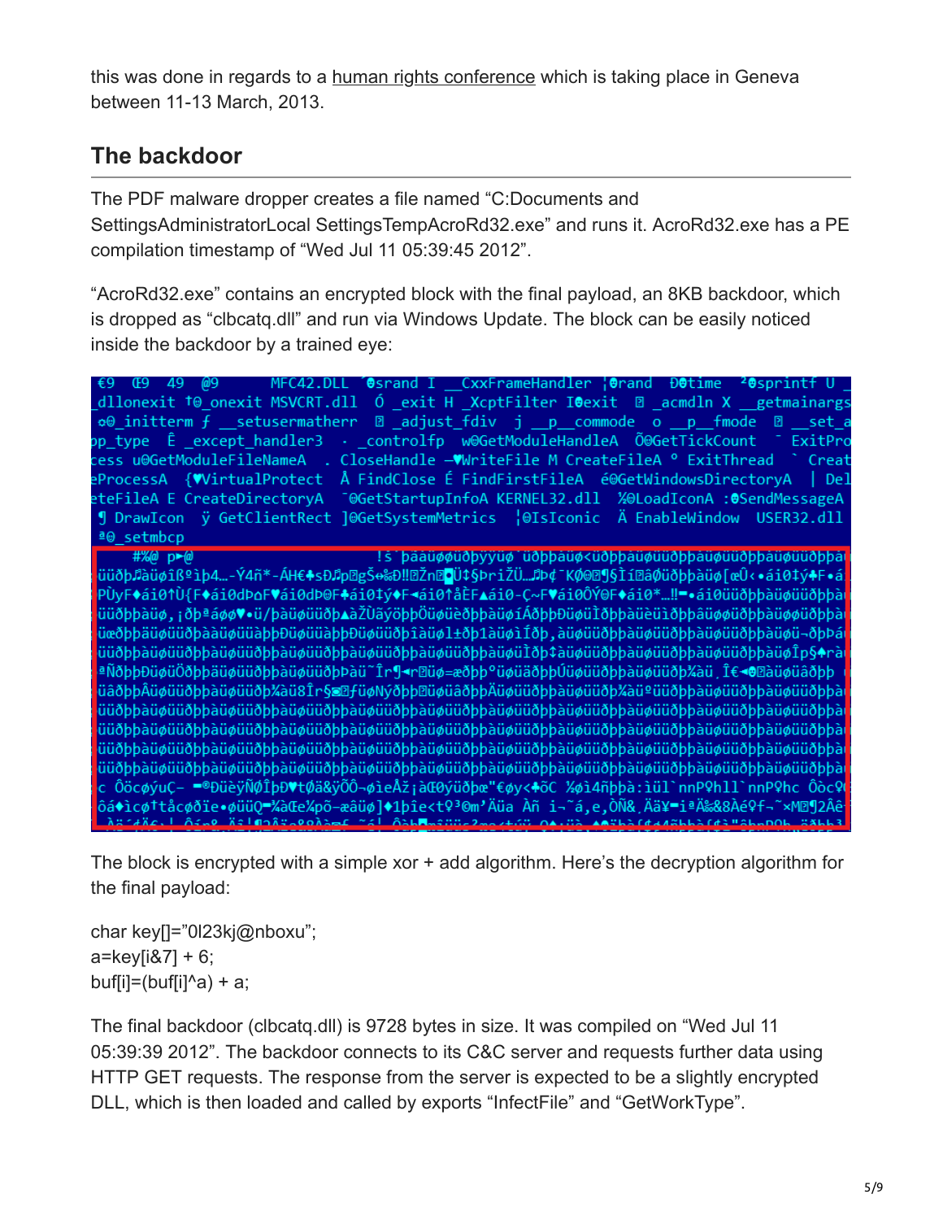this was done in regards to a human rights conference which is taking place in Geneva between 11-13 March, 2013.

## The backdoor

The PDF malware dropper creates a file named "C:Documents and SettingsAdministratorLocal SettingsTempAcroRd32.exe" and runs it. AcroRd32.exe has a PE compilation timestamp of "Wed Jul 11 05:39:45 2012".

"AcroRd32.exe" contains an encrypted block with the final payload, an 8KB backdoor, which is dropped as "clbcatq.dll" and run via Windows Update. The block can be easily noticed inside the backdoor by a trained eye:

The block is encrypted with a simple xor + add algorithm. Here's the decryption algorithm for the final payload:

```
char key[]="0l23kj@nboxu";
a=key[i&7] + 6;
buf[i]=(buf[i]^a) + a;
```

The final backdoor (clbcatq.dll) is 9728 bytes in size. It was compiled on "Wed Jul 11 05:39:39 2012". The backdoor connects to its C&C server and requests further data using HTTP GET requests. The response from the server is expected to be a slightly encrypted DLL, which is then loaded and called by exports "InfectFile" and "GetWorkType".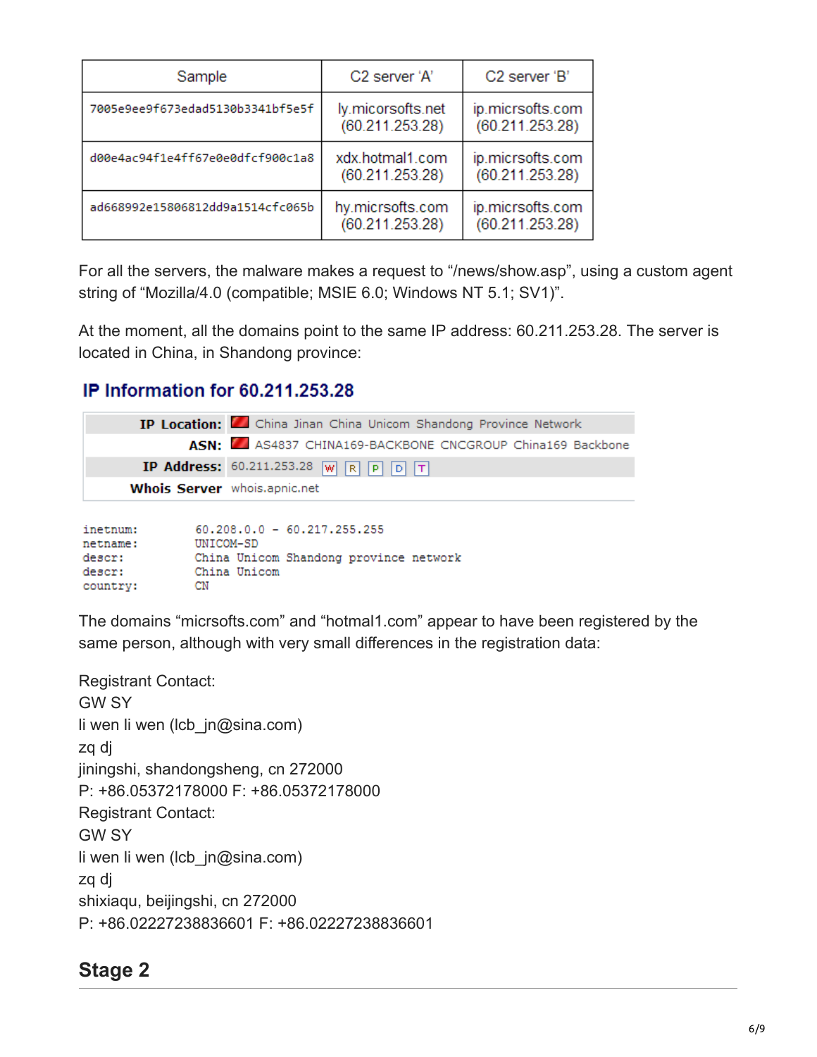| Sample | C2 server 'A' | C2 server 'B' |
| --- | --- | --- |
| 7005e9ee9f673edad5130b3341bf5e5f | ly.micorsofts.net (60.211.253.28) | ip.micrsofts.com (60.211.253.28) |
| d00e4ac94f1e4ff67e0e0dfcf900c1a8 | xdx.hotmal1.com (60.211.253.28) | ip.micrsofts.com (60.211.253.28) |
| ad668992e15806812dd9a1514cfc065b | hy.micrsofts.com (60.211.253.28) | ip.micrsofts.com (60.211.253.28) |

For all the servers, the malware makes a request to "/news/show.asp", using a custom agent string of "Mozilla/4.0 (compatible; MSIE 6.0; Windows NT 5.1; SV1)".

At the moment, all the domains point to the same IP address: 60.211.253.28. The server is located in China, in Shandong province:

**IP Information for 60.211.253.28**

| | |
| --- | --- |
| **IP Location:** | China Jinan China Unicom Shandong Province Network |
| **ASN:** | AS4837 CHINA169-BACKBONE CNCGROUP China169 Backbone |
| **IP Address:** | 60.211.253.28 W R P D T |
| **Whois Server** | whois.apnic.net |

```
inetnum:        60.208.0.0 - 60.217.255.255
netname:        UNICOM-SD
descr:          China Unicom Shandong province network
descr:          China Unicom
country:        CN
```

The domains "micrsofts.com" and "hotmal1.com" appear to have been registered by the same person, although with very small differences in the registration data:

Registrant Contact:
GW SY
li wen li wen (lcb_jn@sina.com)
zq dj
jiningshi, shandongsheng, cn 272000
P: +86.05372178000 F: +86.05372178000
Registrant Contact:
GW SY
li wen li wen (lcb_jn@sina.com)
zq dj
shixiaqu, beijingshi, cn 272000
P: +86.02227238836601 F: +86.02227238836601

## Stage 2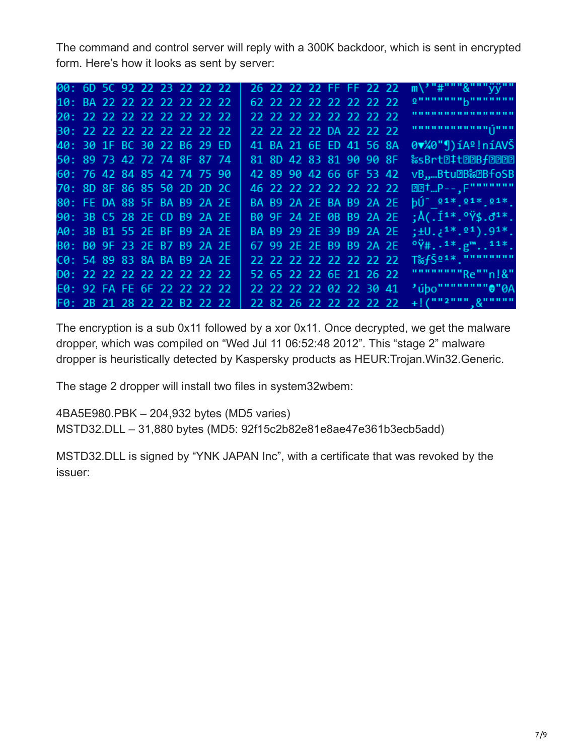The command and control server will reply with a 300K backdoor, which is sent in encrypted form. Here's how it looks as sent by server:

```
00: 6D 5C 92 22 23 22 22 22 | 26 22 22 22 FF FF 22 22
10: BA 22 22 22 22 22 22 22 | 62 22 22 22 22 22 22 22
20: 22 22 22 22 22 22 22 22 | 22 22 22 22 22 22 22 22
30: 22 22 22 22 22 22 22 22 | 22 22 22 22 DA 22 22 22
40: 30 1F BC 30 22 B6 29 ED | 41 BA 21 6E ED 41 56 8A
50: 89 73 42 72 74 8F 87 74 | 81 8D 42 83 81 90 90 8F
60: 76 42 84 85 42 74 75 90 | 42 89 90 42 66 6F 53 42
70: 8D 8F 86 85 50 2D 2D 2C | 46 22 22 22 22 22 22 22
80: FE DA 88 5F BA B9 2A 2E | BA B9 2A 2E BA B9 2A 2E
90: 3B C5 28 2E CD B9 2A 2E | B0 9F 24 2E 0B B9 2A 2E
A0: 3B B1 55 2E BF B9 2A 2E | BA B9 29 2E 39 B9 2A 2E
B0: B0 9F 23 2E B7 B9 2A 2E | 67 99 2E 2E B9 B9 2A 2E
C0: 54 89 83 8A BA B9 2A 2E | 22 22 22 22 22 22 22 22
D0: 22 22 22 22 22 22 22 22 | 52 65 22 22 6E 21 26 22
E0: 92 FA FE 6F 22 22 22 22 | 22 22 22 22 02 22 30 41
F0: 2B 21 28 22 22 B2 22 22 | 22 82 26 22 22 22 22 22
```

The encryption is a sub 0x11 followed by a xor 0x11. Once decrypted, we get the malware dropper, which was compiled on "Wed Jul 11 06:52:48 2012". This "stage 2" malware dropper is heuristically detected by Kaspersky products as HEUR:Trojan.Win32.Generic.

The stage 2 dropper will install two files in system32wbem:

4BA5E980.PBK – 204,932 bytes (MD5 varies)
MSTD32.DLL – 31,880 bytes (MD5: 92f15c2b82e81e8ae47e361b3ecb5add)

MSTD32.DLL is signed by "YNK JAPAN Inc", with a certificate that was revoked by the issuer: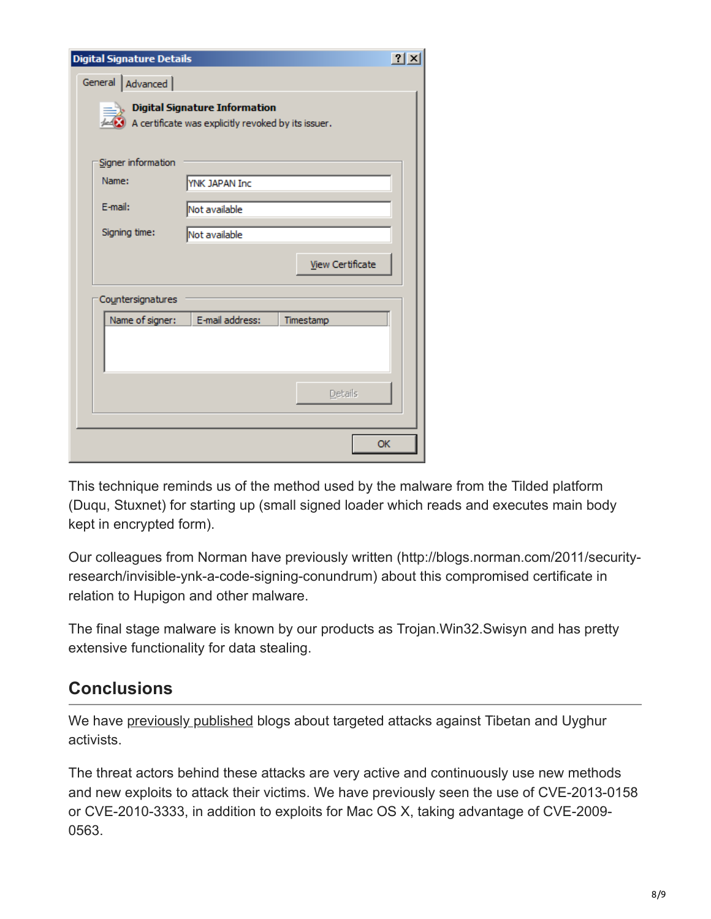This technique reminds us of the method used by the malware from the Tilded platform (Duqu, Stuxnet) for starting up (small signed loader which reads and executes main body kept in encrypted form).

Our colleagues from Norman have previously written (http://blogs.norman.com/2011/security-research/invisible-ynk-a-code-signing-conundrum) about this compromised certificate in relation to Hupigon and other malware.

The final stage malware is known by our products as Trojan.Win32.Swisyn and has pretty extensive functionality for data stealing.

## Conclusions

We have previously published blogs about targeted attacks against Tibetan and Uyghur activists.

The threat actors behind these attacks are very active and continuously use new methods and new exploits to attack their victims. We have previously seen the use of CVE-2013-0158 or CVE-2010-3333, in addition to exploits for Mac OS X, taking advantage of CVE-2009-0563.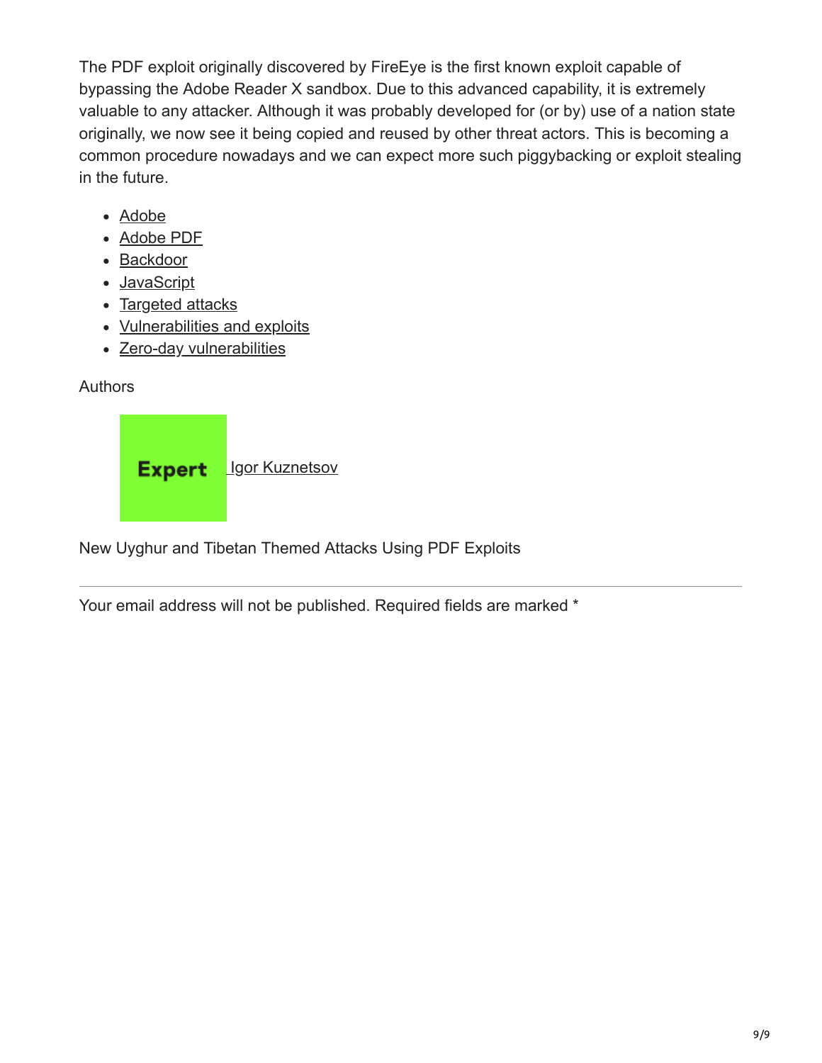The PDF exploit originally discovered by FireEye is the first known exploit capable of bypassing the Adobe Reader X sandbox. Due to this advanced capability, it is extremely valuable to any attacker. Although it was probably developed for (or by) use of a nation state originally, we now see it being copied and reused by other threat actors. This is becoming a common procedure nowadays and we can expect more such piggybacking or exploit stealing in the future.

- Adobe
- Adobe PDF
- Backdoor
- JavaScript
- Targeted attacks
- Vulnerabilities and exploits
- Zero-day vulnerabilities

Authors

Expert Igor Kuznetsov

New Uyghur and Tibetan Themed Attacks Using PDF Exploits

---

Your email address will not be published. Required fields are marked *